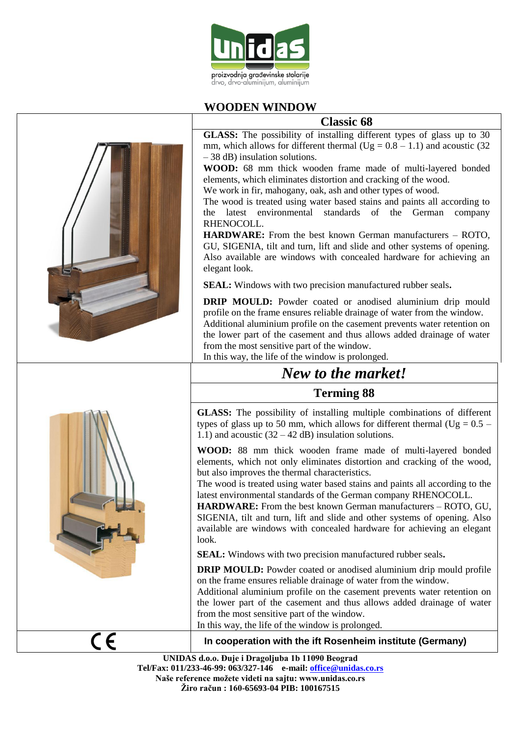proizvodnja građevinske stolarije
drvo, drvo-aluminijum, aluminijum

# WOODEN WINDOW

## Classic 68

**GLASS:** The possibility of installing different types of glass up to 30 mm, which allows for different thermal (Ug = 0.8 – 1.1) and acoustic (32 – 38 dB) insulation solutions.

**WOOD:** 68 mm thick wooden frame made of multi-layered bonded elements, which eliminates distortion and cracking of the wood.
We work in fir, mahogany, oak, ash and other types of wood.
The wood is treated using water based stains and paints all according to the latest environmental standards of the German company RHENOCOLL.

**HARDWARE:** From the best known German manufacturers – ROTO, GU, SIGENIA, tilt and turn, lift and slide and other systems of opening. Also available are windows with concealed hardware for achieving an elegant look.

**SEAL:** Windows with two precision manufactured rubber seals.

**DRIP MOULD:** Powder coated or anodised aluminium drip mould profile on the frame ensures reliable drainage of water from the window.
Additional aluminium profile on the casement prevents water retention on the lower part of the casement and thus allows added drainage of water from the most sensitive part of the window.
In this way, the life of the window is prolonged.

## *New to the market!*

## Terming 88

**GLASS:** The possibility of installing multiple combinations of different types of glass up to 50 mm, which allows for different thermal (Ug = 0.5 – 1.1) and acoustic (32 – 42 dB) insulation solutions.

**WOOD:** 88 mm thick wooden frame made of multi-layered bonded elements, which not only eliminates distortion and cracking of the wood, but also improves the thermal characteristics.
The wood is treated using water based stains and paints all according to the latest environmental standards of the German company RHENOCOLL.

**HARDWARE:** From the best known German manufacturers – ROTO, GU, SIGENIA, tilt and turn, lift and slide and other systems of opening. Also available are windows with concealed hardware for achieving an elegant look.

**SEAL:** Windows with two precision manufactured rubber seals.

**DRIP MOULD:** Powder coated or anodised aluminium drip mould profile on the frame ensures reliable drainage of water from the window.
Additional aluminium profile on the casement prevents water retention on the lower part of the casement and thus allows added drainage of water from the most sensitive part of the window.
In this way, the life of the window is prolonged.

CE

**In cooperation with the ift Rosenheim institute (Germany)**

**UNIDAS d.o.o. Đuje i Dragoljuba 1b 11090 Beograd**
**Tel/Fax: 011/233-46-99: 063/327-146 e-mail: office@unidas.co.rs**
**Naše reference možete videti na sajtu: www.unidas.co.rs**
**Žiro račun : 160-65693-04 PIB: 100167515**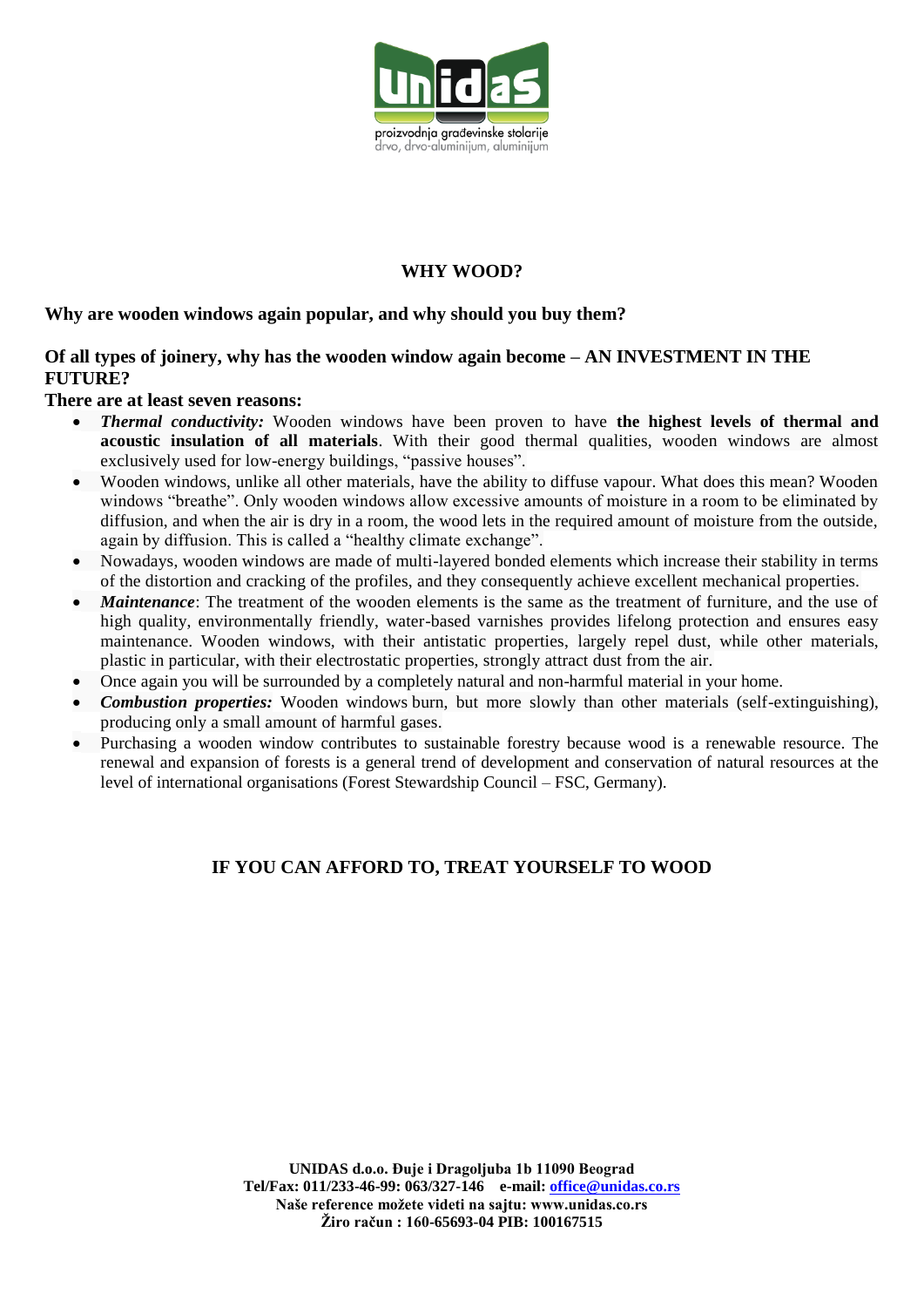# WHY WOOD?

## Why are wooden windows again popular, and why should you buy them?

**Of all types of joinery, why has the wooden window again become – AN INVESTMENT IN THE FUTURE?**

**There are at least seven reasons:**

- ***Thermal conductivity:*** Wooden windows have been proven to have **the highest levels of thermal and acoustic insulation of all materials**. With their good thermal qualities, wooden windows are almost exclusively used for low-energy buildings, "passive houses".
- Wooden windows, unlike all other materials, have the ability to diffuse vapour. What does this mean? Wooden windows "breathe". Only wooden windows allow excessive amounts of moisture in a room to be eliminated by diffusion, and when the air is dry in a room, the wood lets in the required amount of moisture from the outside, again by diffusion. This is called a "healthy climate exchange".
- Nowadays, wooden windows are made of multi-layered bonded elements which increase their stability in terms of the distortion and cracking of the profiles, and they consequently achieve excellent mechanical properties.
- ***Maintenance***: The treatment of the wooden elements is the same as the treatment of furniture, and the use of high quality, environmentally friendly, water-based varnishes provides lifelong protection and ensures easy maintenance. Wooden windows, with their antistatic properties, largely repel dust, while other materials, plastic in particular, with their electrostatic properties, strongly attract dust from the air.
- Once again you will be surrounded by a completely natural and non-harmful material in your home.
- ***Combustion properties:*** Wooden windows burn, but more slowly than other materials (self-extinguishing), producing only a small amount of harmful gases.
- Purchasing a wooden window contributes to sustainable forestry because wood is a renewable resource. The renewal and expansion of forests is a general trend of development and conservation of natural resources at the level of international organisations (Forest Stewardship Council – FSC, Germany).

**IF YOU CAN AFFORD TO, TREAT YOURSELF TO WOOD**

**UNIDAS d.o.o. Đuje i Dragoljuba 1b 11090 Beograd**
**Tel/Fax: 011/233-46-99: 063/327-146 e-mail: office@unidas.co.rs**
**Naše reference možete videti na sajtu: www.unidas.co.rs**
**Žiro račun : 160-65693-04 PIB: 100167515**